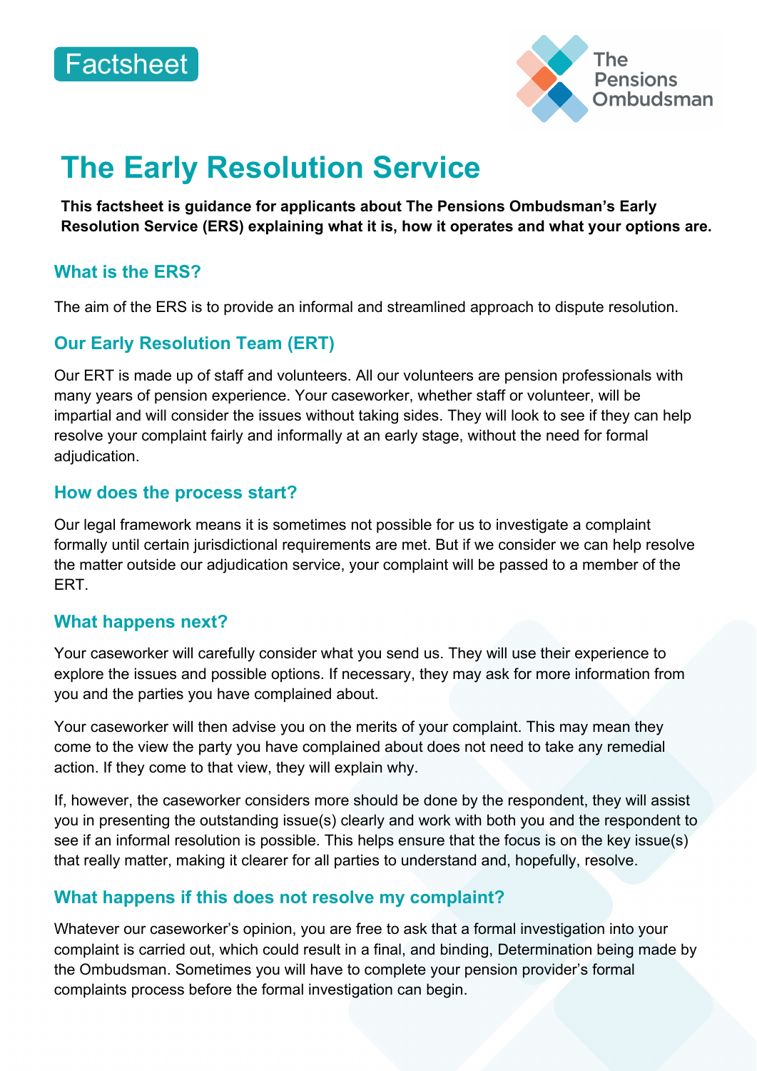Factsheet

# The Early Resolution Service

**This factsheet is guidance for applicants about The Pensions Ombudsman's Early Resolution Service (ERS) explaining what it is, how it operates and what your options are.**

## What is the ERS?

The aim of the ERS is to provide an informal and streamlined approach to dispute resolution.

## Our Early Resolution Team (ERT)

Our ERT is made up of staff and volunteers. All our volunteers are pension professionals with many years of pension experience. Your caseworker, whether staff or volunteer, will be impartial and will consider the issues without taking sides. They will look to see if they can help resolve your complaint fairly and informally at an early stage, without the need for formal adjudication.

## How does the process start?

Our legal framework means it is sometimes not possible for us to investigate a complaint formally until certain jurisdictional requirements are met. But if we consider we can help resolve the matter outside our adjudication service, your complaint will be passed to a member of the ERT.

## What happens next?

Your caseworker will carefully consider what you send us. They will use their experience to explore the issues and possible options. If necessary, they may ask for more information from you and the parties you have complained about.

Your caseworker will then advise you on the merits of your complaint. This may mean they come to the view the party you have complained about does not need to take any remedial action. If they come to that view, they will explain why.

If, however, the caseworker considers more should be done by the respondent, they will assist you in presenting the outstanding issue(s) clearly and work with both you and the respondent to see if an informal resolution is possible. This helps ensure that the focus is on the key issue(s) that really matter, making it clearer for all parties to understand and, hopefully, resolve.

## What happens if this does not resolve my complaint?

Whatever our caseworker's opinion, you are free to ask that a formal investigation into your complaint is carried out, which could result in a final, and binding, Determination being made by the Ombudsman. Sometimes you will have to complete your pension provider's formal complaints process before the formal investigation can begin.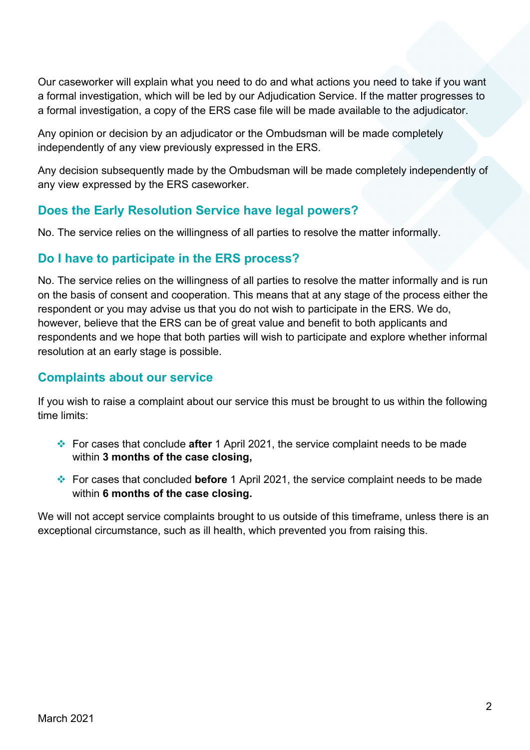Our caseworker will explain what you need to do and what actions you need to take if you want a formal investigation, which will be led by our Adjudication Service. If the matter progresses to a formal investigation, a copy of the ERS case file will be made available to the adjudicator.

Any opinion or decision by an adjudicator or the Ombudsman will be made completely independently of any view previously expressed in the ERS.

Any decision subsequently made by the Ombudsman will be made completely independently of any view expressed by the ERS caseworker.

## Does the Early Resolution Service have legal powers?

No. The service relies on the willingness of all parties to resolve the matter informally.

## Do I have to participate in the ERS process?

No. The service relies on the willingness of all parties to resolve the matter informally and is run on the basis of consent and cooperation. This means that at any stage of the process either the respondent or you may advise us that you do not wish to participate in the ERS. We do, however, believe that the ERS can be of great value and benefit to both applicants and respondents and we hope that both parties will wish to participate and explore whether informal resolution at an early stage is possible.

## Complaints about our service

If you wish to raise a complaint about our service this must be brought to us within the following time limits:

- For cases that conclude **after** 1 April 2021, the service complaint needs to be made within **3 months of the case closing,**
- For cases that concluded **before** 1 April 2021, the service complaint needs to be made within **6 months of the case closing.**

We will not accept service complaints brought to us outside of this timeframe, unless there is an exceptional circumstance, such as ill health, which prevented you from raising this.

March 2021